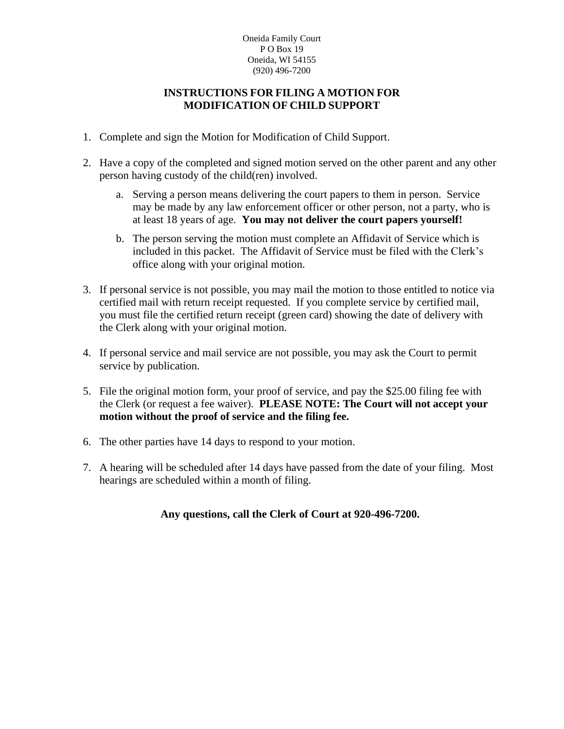Oneida Family Court
P O Box 19
Oneida, WI 54155
(920) 496-7200

# INSTRUCTIONS FOR FILING A MOTION FOR MODIFICATION OF CHILD SUPPORT

1. Complete and sign the Motion for Modification of Child Support.

2. Have a copy of the completed and signed motion served on the other parent and any other person having custody of the child(ren) involved.

   a. Serving a person means delivering the court papers to them in person. Service may be made by any law enforcement officer or other person, not a party, who is at least 18 years of age. **You may not deliver the court papers yourself!**

   b. The person serving the motion must complete an Affidavit of Service which is included in this packet. The Affidavit of Service must be filed with the Clerk's office along with your original motion.

3. If personal service is not possible, you may mail the motion to those entitled to notice via certified mail with return receipt requested. If you complete service by certified mail, you must file the certified return receipt (green card) showing the date of delivery with the Clerk along with your original motion.

4. If personal service and mail service are not possible, you may ask the Court to permit service by publication.

5. File the original motion form, your proof of service, and pay the $25.00 filing fee with the Clerk (or request a fee waiver). **PLEASE NOTE: The Court will not accept your motion without the proof of service and the filing fee.**

6. The other parties have 14 days to respond to your motion.

7. A hearing will be scheduled after 14 days have passed from the date of your filing. Most hearings are scheduled within a month of filing.

**Any questions, call the Clerk of Court at 920-496-7200.**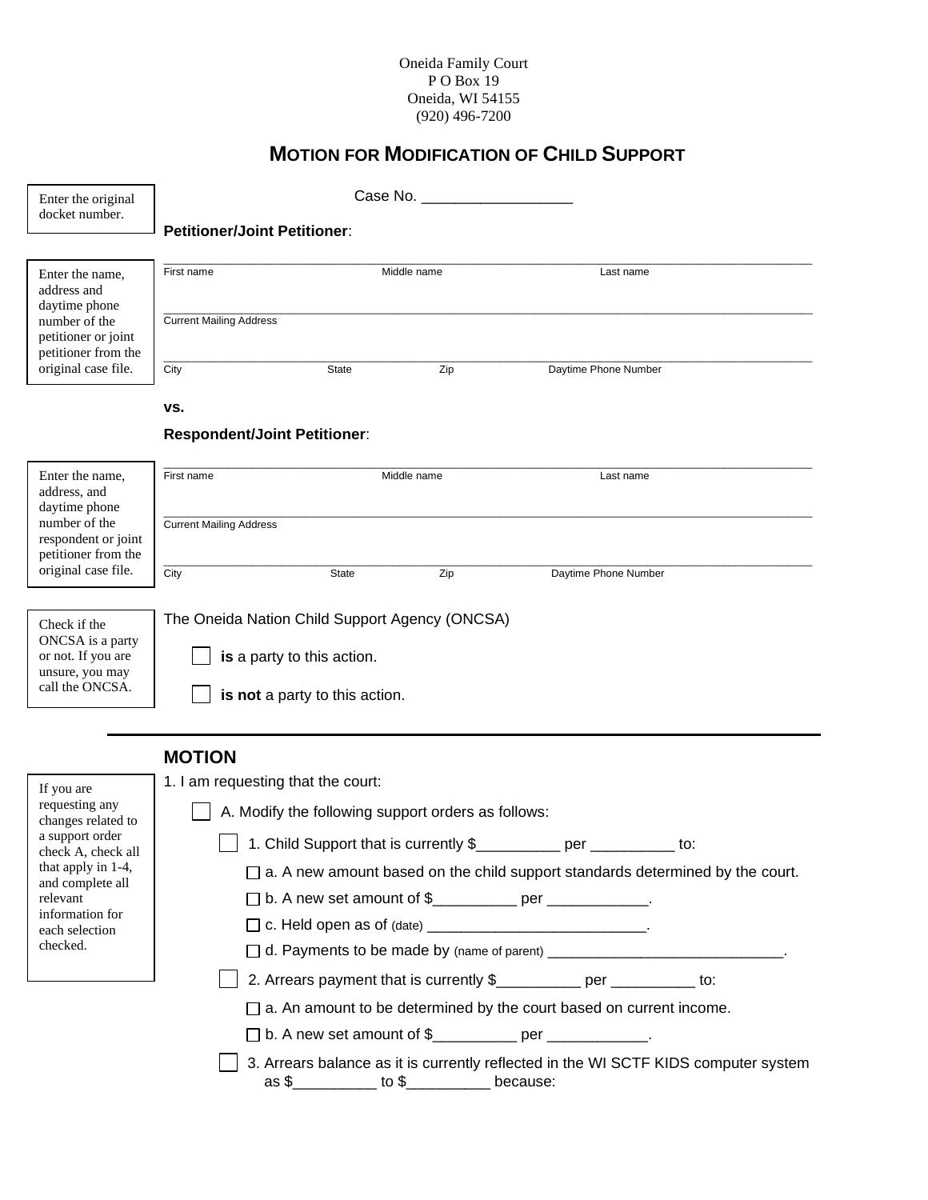Oneida Family Court
P O Box 19
Oneida, WI 54155
(920) 496-7200

# MOTION FOR MODIFICATION OF CHILD SUPPORT

Enter the original docket number.

Case No. __________________

**Petitioner/Joint Petitioner**:

Enter the name, address and daytime phone number of the petitioner or joint petitioner from the original case file.

______________________________________________________________________________
First name Middle name Last name

______________________________________________________________________________
Current Mailing Address

______________________________________________________________________________
City State Zip Daytime Phone Number

**vs.**

**Respondent/Joint Petitioner**:

Enter the name, address, and daytime phone number of the respondent or joint petitioner from the original case file.

______________________________________________________________________________
First name Middle name Last name

______________________________________________________________________________
Current Mailing Address

______________________________________________________________________________
City State Zip Daytime Phone Number

Check if the ONCSA is a party or not. If you are unsure, you may call the ONCSA.

The Oneida Nation Child Support Agency (ONCSA)

☐ **is** a party to this action.

☐ **is not** a party to this action.

---

## MOTION

If you are requesting any changes related to a support order check A, check all that apply in 1-4, and complete all relevant information for each selection checked.

1. I am requesting that the court:

   ☐ A. Modify the following support orders as follows:

   ☐ 1. Child Support that is currently $__________ per __________ to:

   ☐ a. A new amount based on the child support standards determined by the court.

   ☐ b. A new set amount of $__________ per ____________.

   ☐ c. Held open as of (date) __________________________.

   ☐ d. Payments to be made by (name of parent) _____________________________.

   ☐ 2. Arrears payment that is currently $__________ per __________ to:

   ☐ a. An amount to be determined by the court based on current income.

   ☐ b. A new set amount of $__________ per ____________.

   ☐ 3. Arrears balance as it is currently reflected in the WI SCTF KIDS computer system as $__________ to $__________ because: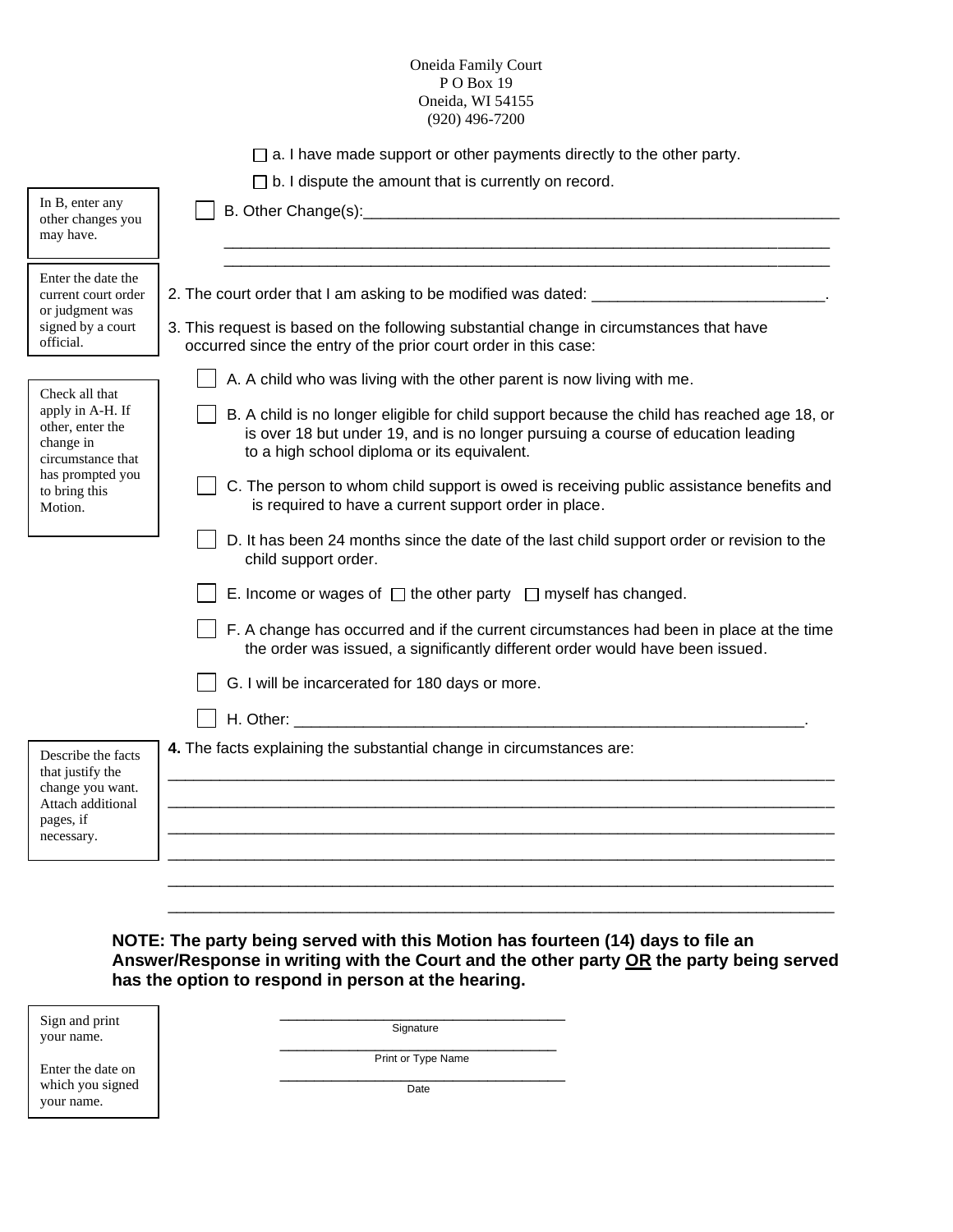Oneida Family Court
P O Box 19
Oneida, WI 54155
(920) 496-7200

☐ a. I have made support or other payments directly to the other party.

☐ b. I dispute the amount that is currently on record.

*In B, enter any other changes you may have.*

☐ B. Other Change(s):_______________________________________________________

_______________________________________________________________________

_______________________________________________________________________

*Enter the date the current court order or judgment was signed by a court official.*

2. The court order that I am asking to be modified was dated: ___________________________.

3. This request is based on the following substantial change in circumstances that have occurred since the entry of the prior court order in this case:

*Check all that apply in A-H. If other, enter the change in circumstance that has prompted you to bring this Motion.*

☐ A. A child who was living with the other parent is now living with me.

☐ B. A child is no longer eligible for child support because the child has reached age 18, or is over 18 but under 19, and is no longer pursuing a course of education leading to a high school diploma or its equivalent.

☐ C. The person to whom child support is owed is receiving public assistance benefits and is required to have a current support order in place.

☐ D. It has been 24 months since the date of the last child support order or revision to the child support order.

☐ E. Income or wages of ☐ the other party ☐ myself has changed.

☐ F. A change has occurred and if the current circumstances had been in place at the time the order was issued, a significantly different order would have been issued.

☐ G. I will be incarcerated for 180 days or more.

☐ H. Other: ______________________________________________________________.

*Describe the facts that justify the change you want. Attach additional pages, if necessary.*

**4.** The facts explaining the substantial change in circumstances are:

___________________________________________________________________________

___________________________________________________________________________

___________________________________________________________________________

___________________________________________________________________________

___________________________________________________________________________

___________________________________________________________________________

**NOTE: The party being served with this Motion has fourteen (14) days to file an Answer/Response in writing with the Court and the other party <u>OR</u> the party being served has the option to respond in person at the hearing.**

*Sign and print your name.*

*Enter the date on which you signed your name.*

___________________________________
Signature

___________________________________
Print or Type Name

___________________________________
Date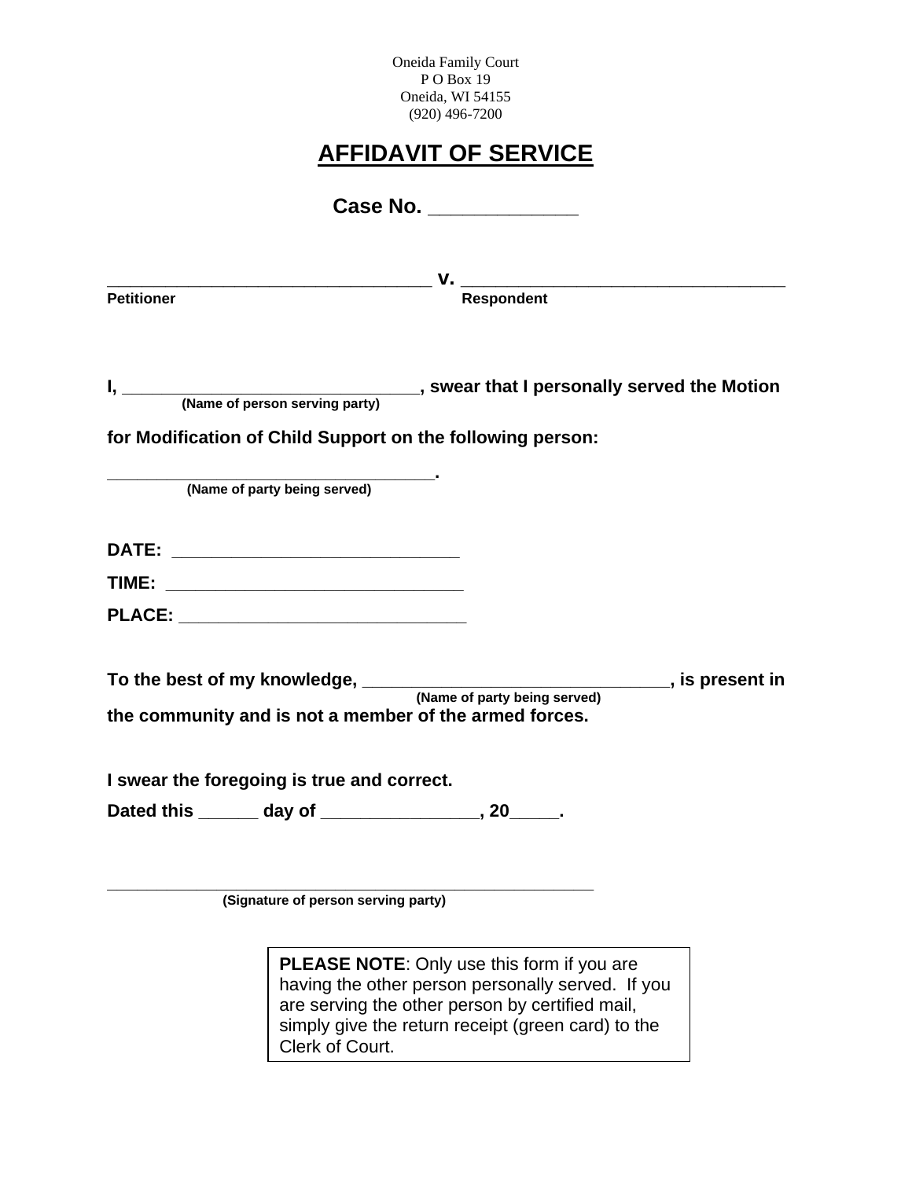Oneida Family Court
P O Box 19
Oneida, WI 54155
(920) 496-7200

# AFFIDAVIT OF SERVICE

**Case No. _____________**

___________________________________ **v.** ___________________________________
**Petitioner** **Respondent**

**I, ______________________________, swear that I personally served the Motion**
**(Name of person serving party)**

**for Modification of Child Support on the following person:**

___________________________________.
**(Name of party being served)**

**DATE:** ______________________________

**TIME:** _______________________________

**PLACE:** ______________________________

**To the best of my knowledge, _______________________________, is present in**
**(Name of party being served)**
**the community and is not a member of the armed forces.**

**I swear the foregoing is true and correct.**

**Dated this ______ day of ________________, 20_____.**

_____________________________________________________
**(Signature of person serving party)**

> **PLEASE NOTE**: Only use this form if you are having the other person personally served. If you are serving the other person by certified mail, simply give the return receipt (green card) to the Clerk of Court.